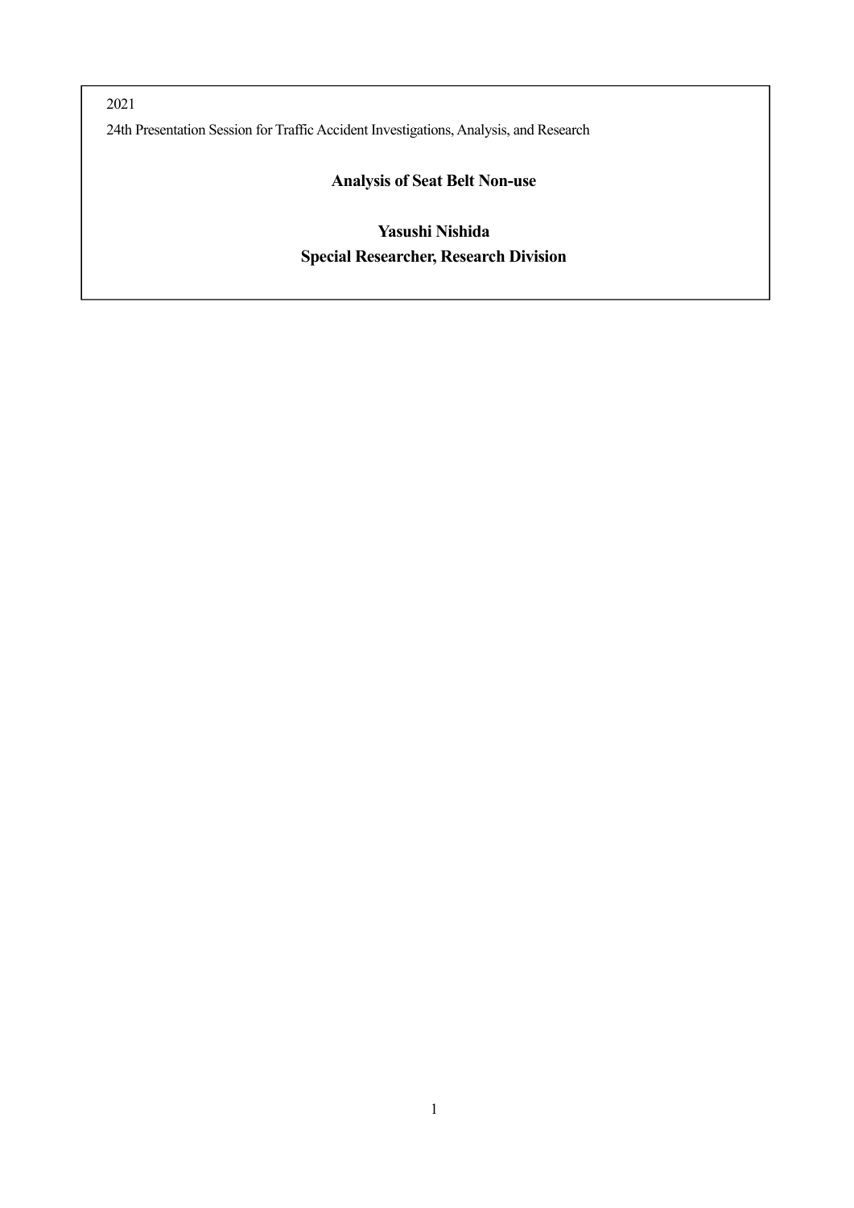2021

24th Presentation Session for Traffic Accident Investigations, Analysis, and Research

# Analysis of Seat Belt Non-use

**Yasushi Nishida**

**Special Researcher, Research Division**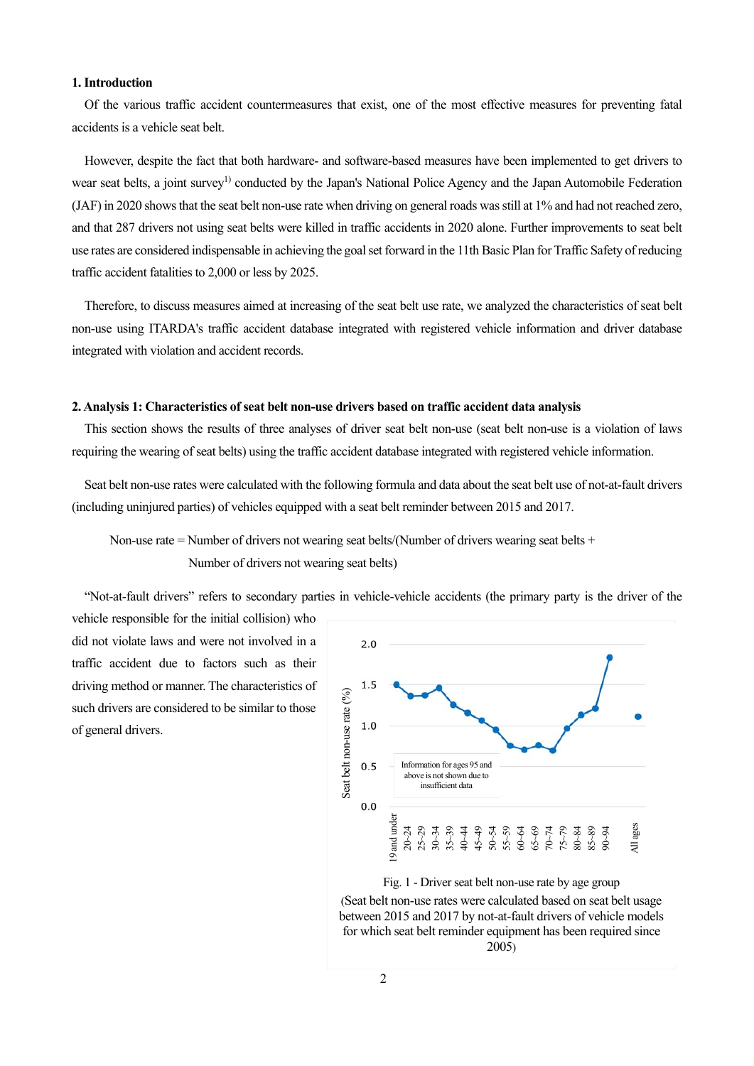## 1. Introduction

Of the various traffic accident countermeasures that exist, one of the most effective measures for preventing fatal accidents is a vehicle seat belt.

However, despite the fact that both hardware- and software-based measures have been implemented to get drivers to wear seat belts, a joint survey[1)] conducted by the Japan's National Police Agency and the Japan Automobile Federation (JAF) in 2020 shows that the seat belt non-use rate when driving on general roads was still at 1% and had not reached zero, and that 287 drivers not using seat belts were killed in traffic accidents in 2020 alone. Further improvements to seat belt use rates are considered indispensable in achieving the goal set forward in the 11th Basic Plan for Traffic Safety of reducing traffic accident fatalities to 2,000 or less by 2025.

Therefore, to discuss measures aimed at increasing of the seat belt use rate, we analyzed the characteristics of seat belt non-use using ITARDA's traffic accident database integrated with registered vehicle information and driver database integrated with violation and accident records.

## 2. Analysis 1: Characteristics of seat belt non-use drivers based on traffic accident data analysis

This section shows the results of three analyses of driver seat belt non-use (seat belt non-use is a violation of laws requiring the wearing of seat belts) using the traffic accident database integrated with registered vehicle information.

Seat belt non-use rates were calculated with the following formula and data about the seat belt use of not-at-fault drivers (including uninjured parties) of vehicles equipped with a seat belt reminder between 2015 and 2017.

$$\text{Non-use rate} = \text{Number of drivers not wearing seat belts} / (\text{Number of drivers wearing seat belts} + \text{Number of drivers not wearing seat belts})$$

"Not-at-fault drivers" refers to secondary parties in vehicle-vehicle accidents (the primary party is the driver of the vehicle responsible for the initial collision) who did not violate laws and were not involved in a traffic accident due to factors such as their driving method or manner. The characteristics of such drivers are considered to be similar to those of general drivers.

Fig. 1 - Driver seat belt non-use rate by age group
(Seat belt non-use rates were calculated based on seat belt usage between 2015 and 2017 by not-at-fault drivers of vehicle models for which seat belt reminder equipment has been required since 2005)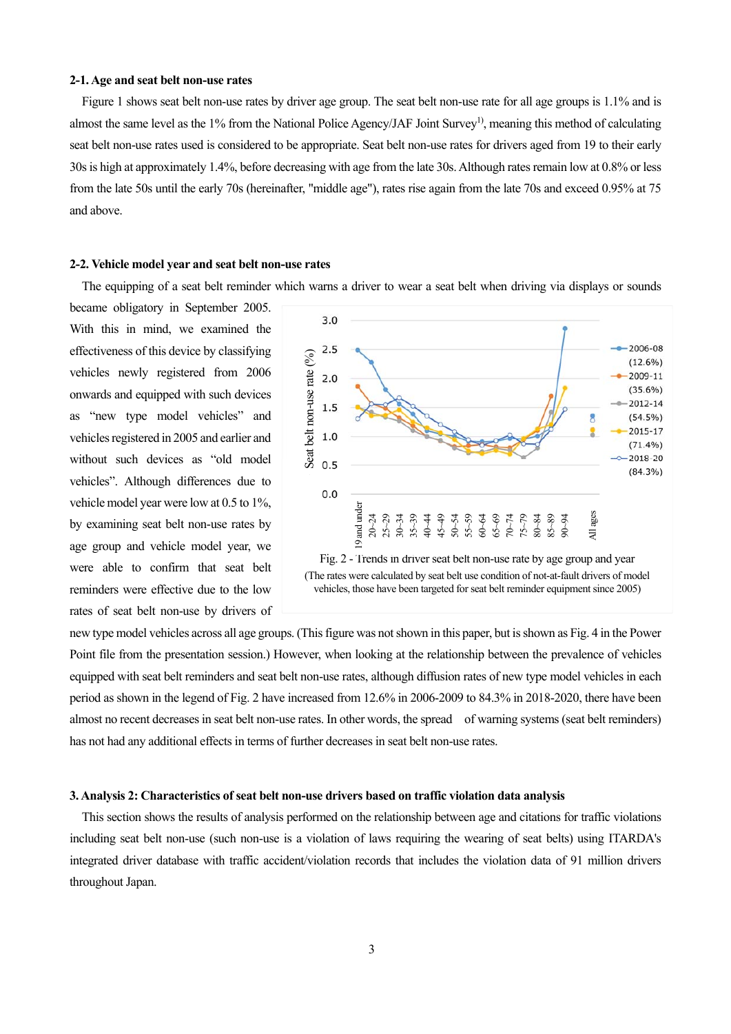### 2-1. Age and seat belt non-use rates

Figure 1 shows seat belt non-use rates by driver age group. The seat belt non-use rate for all age groups is 1.1% and is almost the same level as the 1% from the National Police Agency/JAF Joint Survey[1)], meaning this method of calculating seat belt non-use rates used is considered to be appropriate. Seat belt non-use rates for drivers aged from 19 to their early 30s is high at approximately 1.4%, before decreasing with age from the late 30s. Although rates remain low at 0.8% or less from the late 50s until the early 70s (hereinafter, "middle age"), rates rise again from the late 70s and exceed 0.95% at 75 and above.

### 2-2. Vehicle model year and seat belt non-use rates

The equipping of a seat belt reminder which warns a driver to wear a seat belt when driving via displays or sounds became obligatory in September 2005. With this in mind, we examined the effectiveness of this device by classifying vehicles newly registered from 2006 onwards and equipped with such devices as "new type model vehicles" and vehicles registered in 2005 and earlier and without such devices as "old model vehicles". Although differences due to vehicle model year were low at 0.5 to 1%, by examining seat belt non-use rates by age group and vehicle model year, we were able to confirm that seat belt reminders were effective due to the low rates of seat belt non-use by drivers of new type model vehicles across all age groups. (This figure was not shown in this paper, but is shown as Fig. 4 in the Power Point file from the presentation session.) However, when looking at the relationship between the prevalence of vehicles equipped with seat belt reminders and seat belt non-use rates, although diffusion rates of new type model vehicles in each period as shown in the legend of Fig. 2 have increased from 12.6% in 2006-2009 to 84.3% in 2018-2020, there have been almost no recent decreases in seat belt non-use rates. In other words, the spread of warning systems (seat belt reminders) has not had any additional effects in terms of further decreases in seat belt non-use rates.

Fig. 2 - Trends in driver seat belt non-use rate by age group and year

(The rates were calculated by seat belt use condition of not-at-fault drivers of model vehicles, those have been targeted for seat belt reminder equipment since 2005)

## 3. Analysis 2: Characteristics of seat belt non-use drivers based on traffic violation data analysis

This section shows the results of analysis performed on the relationship between age and citations for traffic violations including seat belt non-use (such non-use is a violation of laws requiring the wearing of seat belts) using ITARDA's integrated driver database with traffic accident/violation records that includes the violation data of 91 million drivers throughout Japan.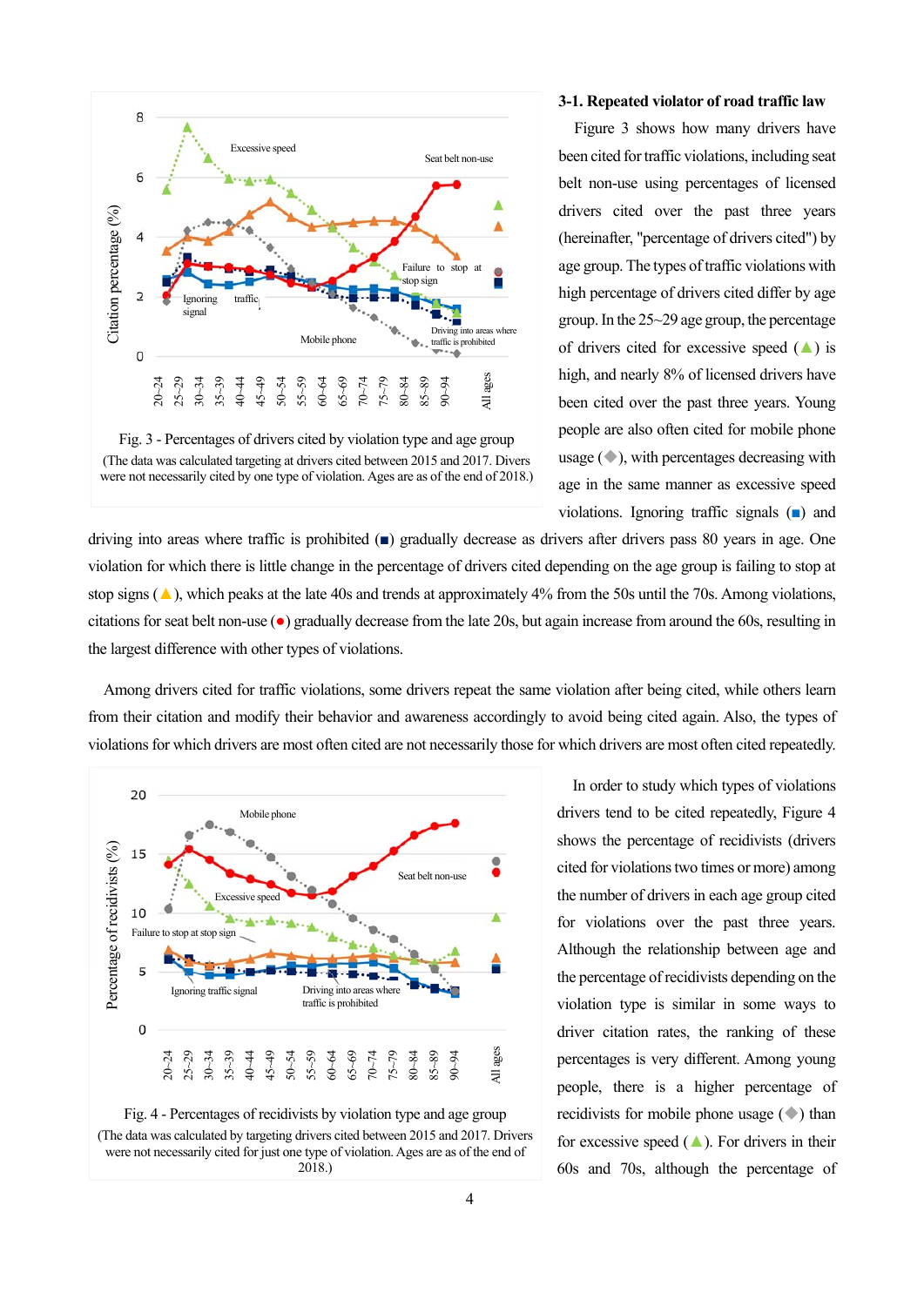Fig. 3 - Percentages of drivers cited by violation type and age group
(The data was calculated targeting at drivers cited between 2015 and 2017. Divers were not necessarily cited by one type of violation. Ages are as of the end of 2018.)

### 3-1. Repeated violator of road traffic law

Figure 3 shows how many drivers have been cited for traffic violations, including seat belt non-use using percentages of licensed drivers cited over the past three years (hereinafter, "percentage of drivers cited") by age group. The types of traffic violations with high percentage of drivers cited differ by age group. In the 25~29 age group, the percentage of drivers cited for excessive speed (▲) is high, and nearly 8% of licensed drivers have been cited over the past three years. Young people are also often cited for mobile phone usage (◆), with percentages decreasing with age in the same manner as excessive speed violations. Ignoring traffic signals (■) and driving into areas where traffic is prohibited (■) gradually decrease as drivers after drivers pass 80 years in age. One violation for which there is little change in the percentage of drivers cited depending on the age group is failing to stop at stop signs (▲), which peaks at the late 40s and trends at approximately 4% from the 50s until the 70s. Among violations, citations for seat belt non-use (●) gradually decrease from the late 20s, but again increase from around the 60s, resulting in the largest difference with other types of violations.

Among drivers cited for traffic violations, some drivers repeat the same violation after being cited, while others learn from their citation and modify their behavior and awareness accordingly to avoid being cited again. Also, the types of violations for which drivers are most often cited are not necessarily those for which drivers are most often cited repeatedly.

Fig. 4 - Percentages of recidivists by violation type and age group
(The data was calculated by targeting drivers cited between 2015 and 2017. Drivers were not necessarily cited for just one type of violation. Ages are as of the end of 2018.)

In order to study which types of violations drivers tend to be cited repeatedly, Figure 4 shows the percentage of recidivists (drivers cited for violations two times or more) among the number of drivers in each age group cited for violations over the past three years. Although the relationship between age and the percentage of recidivists depending on the violation type is similar in some ways to driver citation rates, the ranking of these percentages is very different. Among young people, there is a higher percentage of recidivists for mobile phone usage (◆) than for excessive speed (▲). For drivers in their 60s and 70s, although the percentage of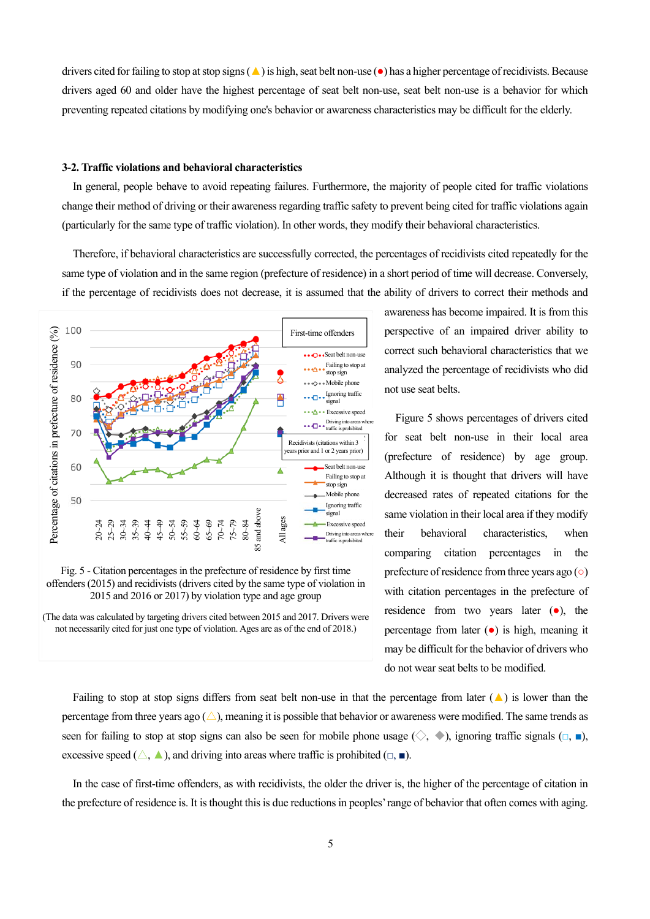drivers cited for failing to stop at stop signs (▲) is high, seat belt non-use (●) has a higher percentage of recidivists. Because drivers aged 60 and older have the highest percentage of seat belt non-use, seat belt non-use is a behavior for which preventing repeated citations by modifying one's behavior or awareness characteristics may be difficult for the elderly.

### 3-2. Traffic violations and behavioral characteristics

In general, people behave to avoid repeating failures. Furthermore, the majority of people cited for traffic violations change their method of driving or their awareness regarding traffic safety to prevent being cited for traffic violations again (particularly for the same type of traffic violation). In other words, they modify their behavioral characteristics.

Therefore, if behavioral characteristics are successfully corrected, the percentages of recidivists cited repeatedly for the same type of violation and in the same region (prefecture of residence) in a short period of time will decrease. Conversely, if the percentage of recidivists does not decrease, it is assumed that the ability of drivers to correct their methods and awareness has become impaired. It is from this perspective of an impaired driver ability to correct such behavioral characteristics that we analyzed the percentage of recidivists who did not use seat belts.

Fig. 5 - Citation percentages in the prefecture of residence by first time offenders (2015) and recidivists (drivers cited by the same type of violation in 2015 and 2016 or 2017) by violation type and age group

(The data was calculated by targeting drivers cited between 2015 and 2017. Drivers were not necessarily cited for just one type of violation. Ages are as of the end of 2018.)

Figure 5 shows percentages of drivers cited for seat belt non-use in their local area (prefecture of residence) by age group. Although it is thought that drivers will have decreased rates of repeated citations for the same violation in their local area if they modify their behavioral characteristics, when comparing citation percentages in the prefecture of residence from three years ago (○) with citation percentages in the prefecture of residence from two years later (●), the percentage from later (●) is high, meaning it may be difficult for the behavior of drivers who do not wear seat belts to be modified.

Failing to stop at stop signs differs from seat belt non-use in that the percentage from later (▲) is lower than the percentage from three years ago (△), meaning it is possible that behavior or awareness were modified. The same trends as seen for failing to stop at stop signs can also be seen for mobile phone usage (◇, ◆), ignoring traffic signals (□, ■), excessive speed (△, ▲), and driving into areas where traffic is prohibited (□, ■).

In the case of first-time offenders, as with recidivists, the older the driver is, the higher of the percentage of citation in the prefecture of residence is. It is thought this is due reductions in peoples' range of behavior that often comes with aging.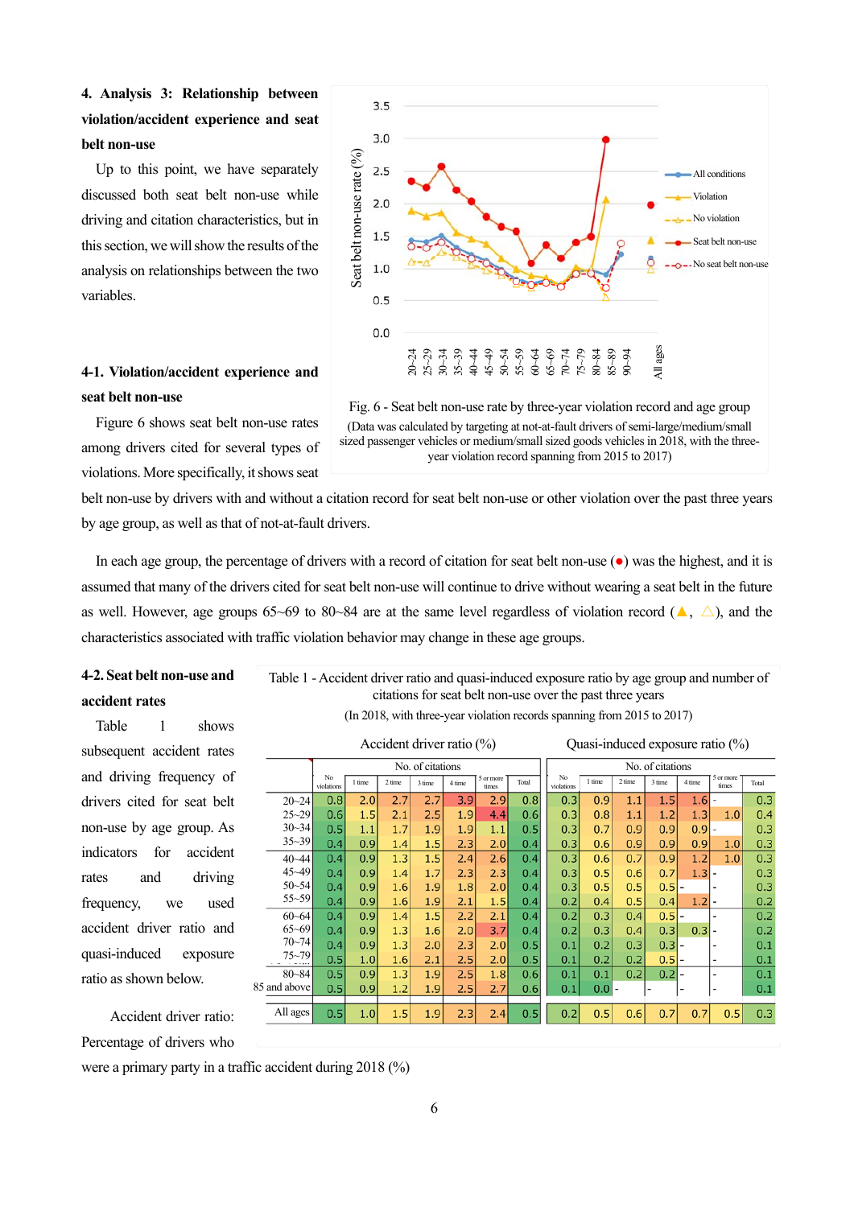## 4. Analysis 3: Relationship between violation/accident experience and seat belt non-use

Up to this point, we have separately discussed both seat belt non-use while driving and citation characteristics, but in this section, we will show the results of the analysis on relationships between the two variables.

Fig. 6 - Seat belt non-use rate by three-year violation record and age group

(Data was calculated by targeting at not-at-fault drivers of semi-large/medium/small sized passenger vehicles or medium/small sized goods vehicles in 2018, with the three-year violation record spanning from 2015 to 2017)

### 4-1. Violation/accident experience and seat belt non-use

Figure 6 shows seat belt non-use rates among drivers cited for several types of violations. More specifically, it shows seat belt non-use by drivers with and without a citation record for seat belt non-use or other violation over the past three years by age group, as well as that of not-at-fault drivers.

In each age group, the percentage of drivers with a record of citation for seat belt non-use (●) was the highest, and it is assumed that many of the drivers cited for seat belt non-use will continue to drive without wearing a seat belt in the future as well. However, age groups 65~69 to 80~84 are at the same level regardless of violation record (▲, △), and the characteristics associated with traffic violation behavior may change in these age groups.

### 4-2. Seat belt non-use and accident rates

Table 1 shows subsequent accident rates and driving frequency of drivers cited for seat belt non-use by age group. As indicators for accident rates and driving frequency, we used accident driver ratio and quasi-induced exposure ratio as shown below.

Table 1 - Accident driver ratio and quasi-induced exposure ratio by age group and number of citations for seat belt non-use over the past three years

(In 2018, with three-year violation records spanning from 2015 to 2017)

| | Accident driver ratio (%) | | | | | | | Quasi-induced exposure ratio (%) | | | | | | |
|---|---|---|---|---|---|---|---|---|---|---|---|---|---|---|
| | No. of citations | | | | | | | No. of citations | | | | | | |
| | No violations | 1 time | 2 time | 3 time | 4 time | 5 or more times | Total | No violations | 1 time | 2 time | 3 time | 4 time | 5 or more times | Total |
| 20~24 | 0.8 | 2.0 | 2.7 | 2.7 | 3.9 | 2.9 | 0.8 | 0.3 | 0.9 | 1.1 | 1.5 | 1.6 | - | 0.3 |
| 25~29 | 0.6 | 1.5 | 2.1 | 2.5 | 1.9 | 4.4 | 0.6 | 0.3 | 0.8 | 1.1 | 1.2 | 1.3 | 1.0 | 0.4 |
| 30~34 | 0.5 | 1.1 | 1.7 | 1.9 | 1.9 | 1.1 | 0.5 | 0.3 | 0.7 | 0.9 | 0.9 | 0.9 | - | 0.3 |
| 35~39 | 0.4 | 0.9 | 1.4 | 1.5 | 2.3 | 2.0 | 0.4 | 0.3 | 0.6 | 0.9 | 0.9 | 0.9 | 1.0 | 0.3 |
| 40~44 | 0.4 | 0.9 | 1.3 | 1.5 | 2.4 | 2.6 | 0.4 | 0.3 | 0.6 | 0.7 | 0.9 | 1.2 | 1.0 | 0.3 |
| 45~49 | 0.4 | 0.9 | 1.4 | 1.7 | 2.3 | 2.3 | 0.4 | 0.3 | 0.5 | 0.6 | 0.7 | 1.3 | - | 0.3 |
| 50~54 | 0.4 | 0.9 | 1.6 | 1.9 | 1.8 | 2.0 | 0.4 | 0.3 | 0.5 | 0.5 | 0.5 | - | | 0.3 |
| 55~59 | 0.4 | 0.9 | 1.6 | 1.9 | 2.1 | 1.5 | 0.4 | 0.2 | 0.4 | 0.5 | 0.4 | 1.2 | - | 0.2 |
| 60~64 | 0.4 | 0.9 | 1.4 | 1.5 | 2.2 | 2.1 | 0.4 | 0.2 | 0.3 | 0.4 | 0.5 | - | - | 0.2 |
| 65~69 | 0.4 | 0.9 | 1.3 | 1.6 | 2.0 | 3.7 | 0.4 | 0.2 | 0.3 | 0.4 | 0.3 | 0.3 | - | 0.2 |
| 70~74 | 0.4 | 0.9 | 1.3 | 2.0 | 2.3 | 2.0 | 0.5 | 0.1 | 0.2 | 0.3 | 0.3 | - | - | 0.1 |
| 75~79 | 0.5 | 1.0 | 1.6 | 2.1 | 2.5 | 2.0 | 0.5 | 0.1 | 0.2 | 0.2 | 0.5 | - | - | 0.1 |
| 80~84 | 0.5 | 0.9 | 1.3 | 1.9 | 2.5 | 1.8 | 0.6 | 0.1 | 0.1 | 0.2 | 0.2 | - | - | 0.1 |
| 85 and above | 0.5 | 0.9 | 1.2 | 1.9 | 2.5 | 2.7 | 0.6 | 0.1 | 0.0 | - | - | - | - | 0.1 |
| All ages | 0.5 | 1.0 | 1.5 | 1.9 | 2.3 | 2.4 | 0.5 | 0.2 | 0.5 | 0.6 | 0.7 | 0.7 | 0.5 | 0.3 |

Accident driver ratio: Percentage of drivers who were a primary party in a traffic accident during 2018 (%)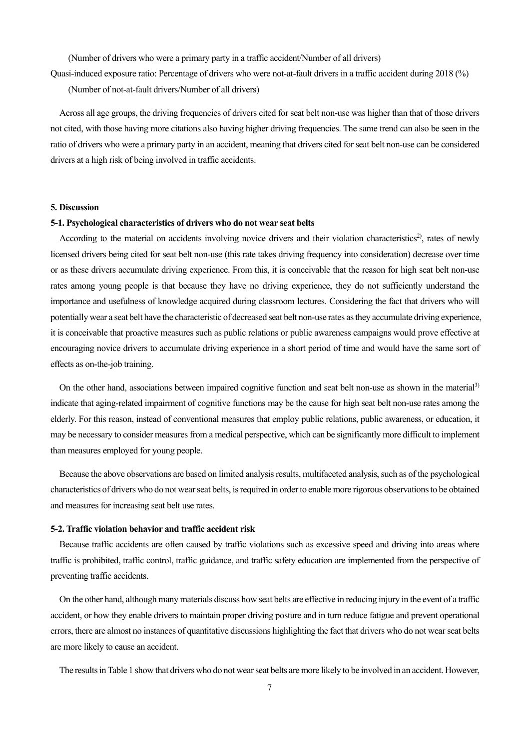(Number of drivers who were a primary party in a traffic accident/Number of all drivers)

Quasi-induced exposure ratio: Percentage of drivers who were not-at-fault drivers in a traffic accident during 2018 (%)

(Number of not-at-fault drivers/Number of all drivers)

Across all age groups, the driving frequencies of drivers cited for seat belt non-use was higher than that of those drivers not cited, with those having more citations also having higher driving frequencies. The same trend can also be seen in the ratio of drivers who were a primary party in an accident, meaning that drivers cited for seat belt non-use can be considered drivers at a high risk of being involved in traffic accidents.

## 5. Discussion

### 5-1. Psychological characteristics of drivers who do not wear seat belts

According to the material on accidents involving novice drivers and their violation characteristics[2], rates of newly licensed drivers being cited for seat belt non-use (this rate takes driving frequency into consideration) decrease over time or as these drivers accumulate driving experience. From this, it is conceivable that the reason for high seat belt non-use rates among young people is that because they have no driving experience, they do not sufficiently understand the importance and usefulness of knowledge acquired during classroom lectures. Considering the fact that drivers who will potentially wear a seat belt have the characteristic of decreased seat belt non-use rates as they accumulate driving experience, it is conceivable that proactive measures such as public relations or public awareness campaigns would prove effective at encouraging novice drivers to accumulate driving experience in a short period of time and would have the same sort of effects as on-the-job training.

On the other hand, associations between impaired cognitive function and seat belt non-use as shown in the material[3] indicate that aging-related impairment of cognitive functions may be the cause for high seat belt non-use rates among the elderly. For this reason, instead of conventional measures that employ public relations, public awareness, or education, it may be necessary to consider measures from a medical perspective, which can be significantly more difficult to implement than measures employed for young people.

Because the above observations are based on limited analysis results, multifaceted analysis, such as of the psychological characteristics of drivers who do not wear seat belts, is required in order to enable more rigorous observations to be obtained and measures for increasing seat belt use rates.

### 5-2. Traffic violation behavior and traffic accident risk

Because traffic accidents are often caused by traffic violations such as excessive speed and driving into areas where traffic is prohibited, traffic control, traffic guidance, and traffic safety education are implemented from the perspective of preventing traffic accidents.

On the other hand, although many materials discuss how seat belts are effective in reducing injury in the event of a traffic accident, or how they enable drivers to maintain proper driving posture and in turn reduce fatigue and prevent operational errors, there are almost no instances of quantitative discussions highlighting the fact that drivers who do not wear seat belts are more likely to cause an accident.

The results in Table 1 show that drivers who do not wear seat belts are more likely to be involved in an accident. However,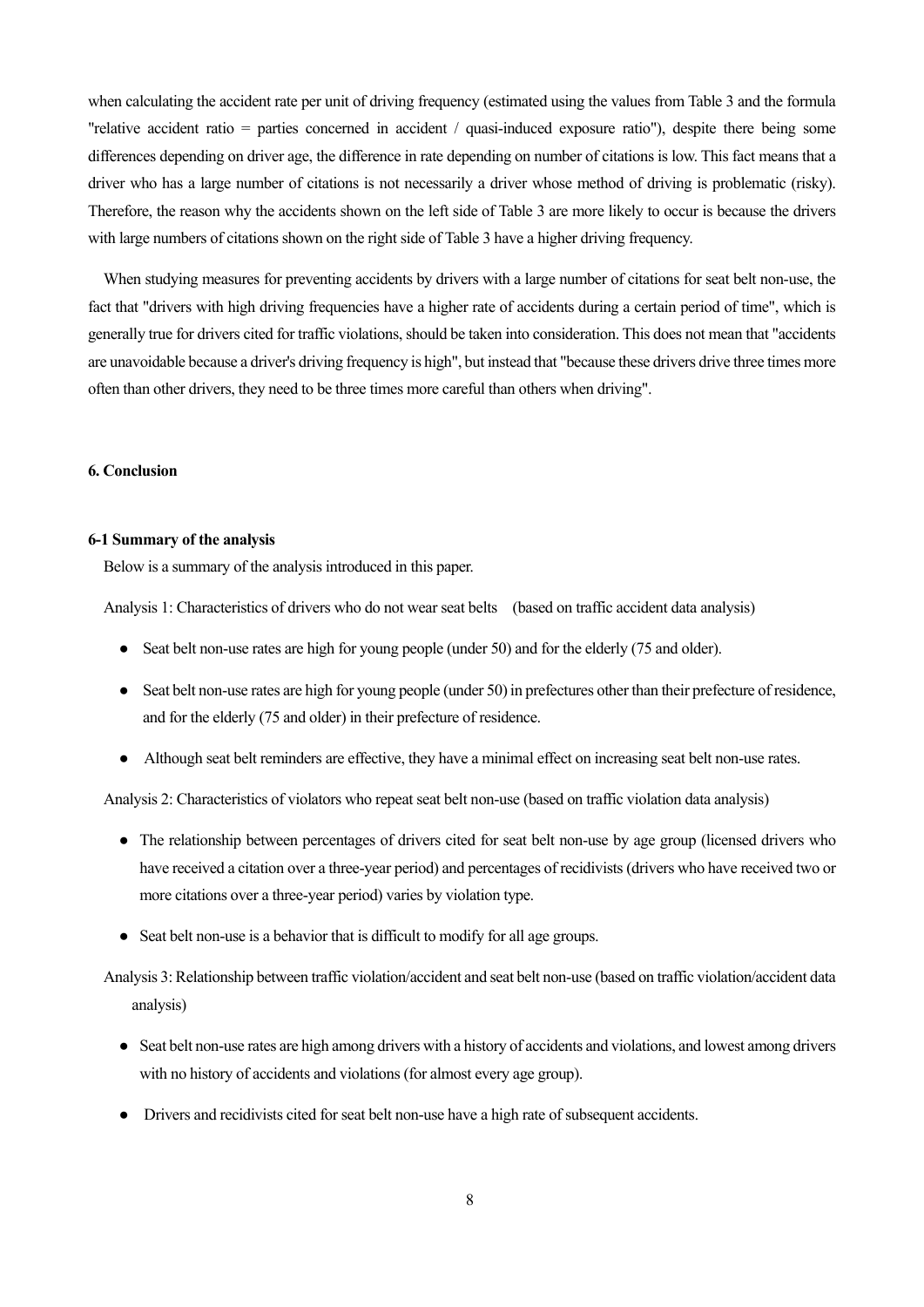when calculating the accident rate per unit of driving frequency (estimated using the values from Table 3 and the formula "relative accident ratio = parties concerned in accident / quasi-induced exposure ratio"), despite there being some differences depending on driver age, the difference in rate depending on number of citations is low. This fact means that a driver who has a large number of citations is not necessarily a driver whose method of driving is problematic (risky). Therefore, the reason why the accidents shown on the left side of Table 3 are more likely to occur is because the drivers with large numbers of citations shown on the right side of Table 3 have a higher driving frequency.

When studying measures for preventing accidents by drivers with a large number of citations for seat belt non-use, the fact that "drivers with high driving frequencies have a higher rate of accidents during a certain period of time", which is generally true for drivers cited for traffic violations, should be taken into consideration. This does not mean that "accidents are unavoidable because a driver's driving frequency is high", but instead that "because these drivers drive three times more often than other drivers, they need to be three times more careful than others when driving".

## 6. Conclusion

### 6-1 Summary of the analysis

Below is a summary of the analysis introduced in this paper.

Analysis 1: Characteristics of drivers who do not wear seat belts (based on traffic accident data analysis)

- Seat belt non-use rates are high for young people (under 50) and for the elderly (75 and older).
- Seat belt non-use rates are high for young people (under 50) in prefectures other than their prefecture of residence, and for the elderly (75 and older) in their prefecture of residence.
- Although seat belt reminders are effective, they have a minimal effect on increasing seat belt non-use rates.

Analysis 2: Characteristics of violators who repeat seat belt non-use (based on traffic violation data analysis)

- The relationship between percentages of drivers cited for seat belt non-use by age group (licensed drivers who have received a citation over a three-year period) and percentages of recidivists (drivers who have received two or more citations over a three-year period) varies by violation type.
- Seat belt non-use is a behavior that is difficult to modify for all age groups.

Analysis 3: Relationship between traffic violation/accident and seat belt non-use (based on traffic violation/accident data analysis)

- Seat belt non-use rates are high among drivers with a history of accidents and violations, and lowest among drivers with no history of accidents and violations (for almost every age group).
- Drivers and recidivists cited for seat belt non-use have a high rate of subsequent accidents.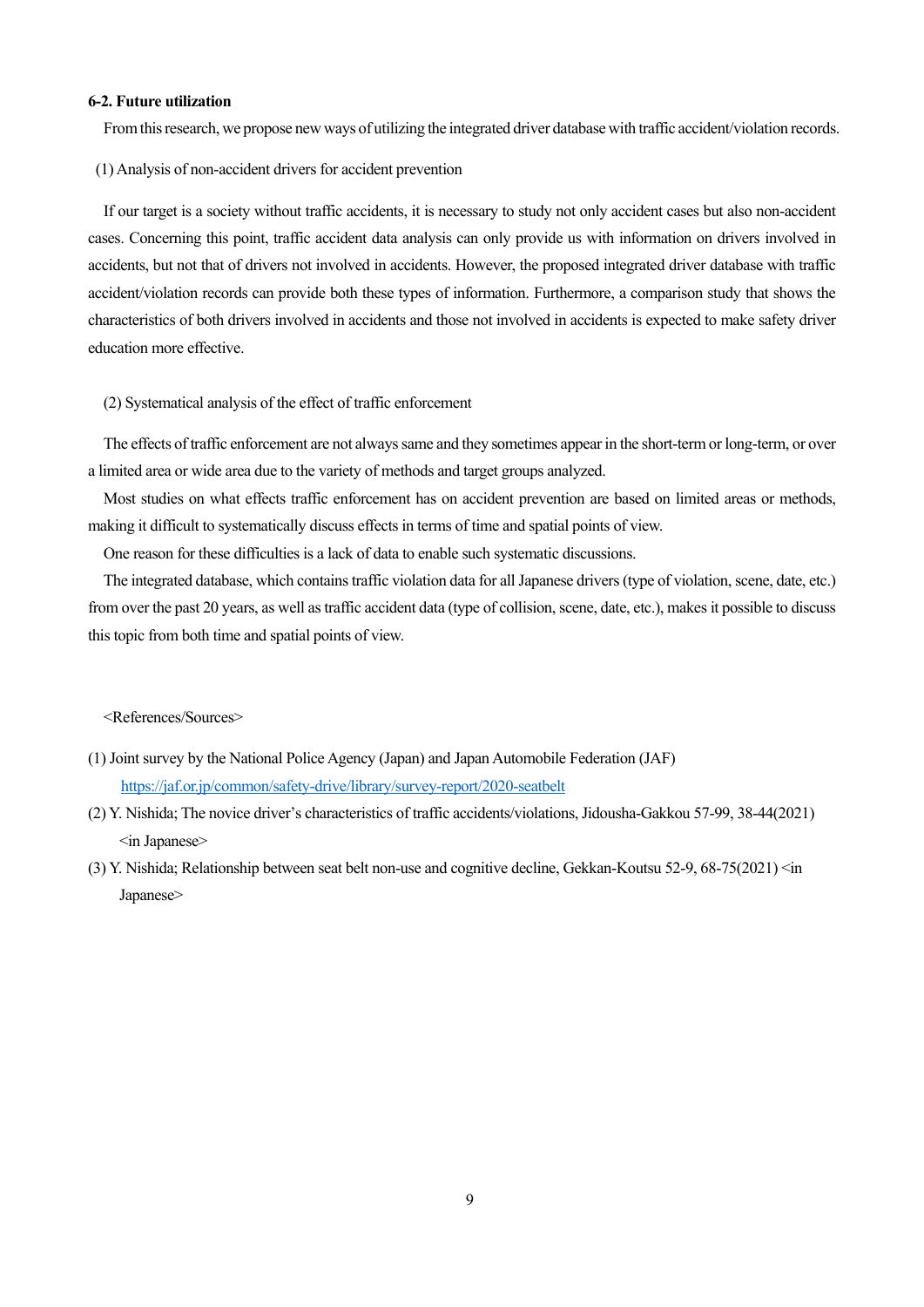### 6-2. Future utilization

From this research, we propose new ways of utilizing the integrated driver database with traffic accident/violation records.

(1) Analysis of non-accident drivers for accident prevention

If our target is a society without traffic accidents, it is necessary to study not only accident cases but also non-accident cases. Concerning this point, traffic accident data analysis can only provide us with information on drivers involved in accidents, but not that of drivers not involved in accidents. However, the proposed integrated driver database with traffic accident/violation records can provide both these types of information. Furthermore, a comparison study that shows the characteristics of both drivers involved in accidents and those not involved in accidents is expected to make safety driver education more effective.

(2) Systematical analysis of the effect of traffic enforcement

The effects of traffic enforcement are not always same and they sometimes appear in the short-term or long-term, or over a limited area or wide area due to the variety of methods and target groups analyzed.

Most studies on what effects traffic enforcement has on accident prevention are based on limited areas or methods, making it difficult to systematically discuss effects in terms of time and spatial points of view.

One reason for these difficulties is a lack of data to enable such systematic discussions.

The integrated database, which contains traffic violation data for all Japanese drivers (type of violation, scene, date, etc.) from over the past 20 years, as well as traffic accident data (type of collision, scene, date, etc.), makes it possible to discuss this topic from both time and spatial points of view.

<References/Sources>

(1) Joint survey by the National Police Agency (Japan) and Japan Automobile Federation (JAF) https://jaf.or.jp/common/safety-drive/library/survey-report/2020-seatbelt

(2) Y. Nishida; The novice driver's characteristics of traffic accidents/violations, Jidousha-Gakkou 57-99, 38-44(2021) <in Japanese>

(3) Y. Nishida; Relationship between seat belt non-use and cognitive decline, Gekkan-Koutsu 52-9, 68-75(2021) <in Japanese>